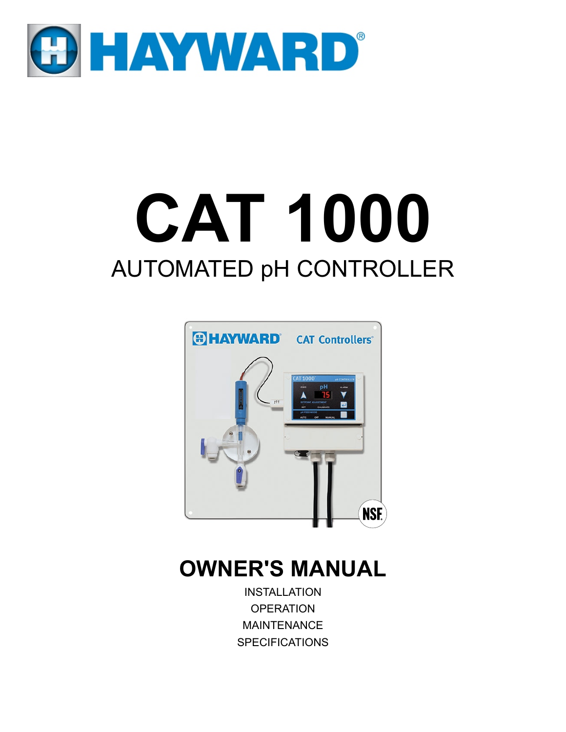# HAYWARD®

# CAT 1000

## AUTOMATED pH CONTROLLER

## OWNER'S MANUAL

INSTALLATION
OPERATION
MAINTENANCE
SPECIFICATIONS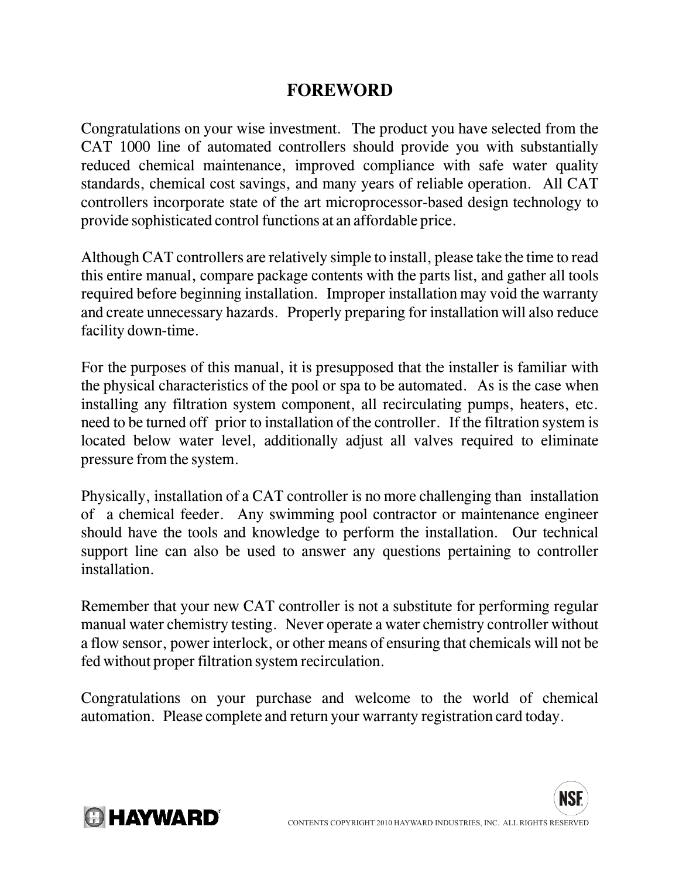# FOREWORD

Congratulations on your wise investment. The product you have selected from the CAT 1000 line of automated controllers should provide you with substantially reduced chemical maintenance, improved compliance with safe water quality standards, chemical cost savings, and many years of reliable operation. All CAT controllers incorporate state of the art microprocessor-based design technology to provide sophisticated control functions at an affordable price.

Although CAT controllers are relatively simple to install, please take the time to read this entire manual, compare package contents with the parts list, and gather all tools required before beginning installation. Improper installation may void the warranty and create unnecessary hazards. Properly preparing for installation will also reduce facility down-time.

For the purposes of this manual, it is presupposed that the installer is familiar with the physical characteristics of the pool or spa to be automated. As is the case when installing any filtration system component, all recirculating pumps, heaters, etc. need to be turned off prior to installation of the controller. If the filtration system is located below water level, additionally adjust all valves required to eliminate pressure from the system.

Physically, installation of a CAT controller is no more challenging than installation of a chemical feeder. Any swimming pool contractor or maintenance engineer should have the tools and knowledge to perform the installation. Our technical support line can also be used to answer any questions pertaining to controller installation.

Remember that your new CAT controller is not a substitute for performing regular manual water chemistry testing. Never operate a water chemistry controller without a flow sensor, power interlock, or other means of ensuring that chemicals will not be fed without proper filtration system recirculation.

Congratulations on your purchase and welcome to the world of chemical automation. Please complete and return your warranty registration card today.

CONTENTS COPYRIGHT 2010 HAYWARD INDUSTRIES, INC. ALL RIGHTS RESERVED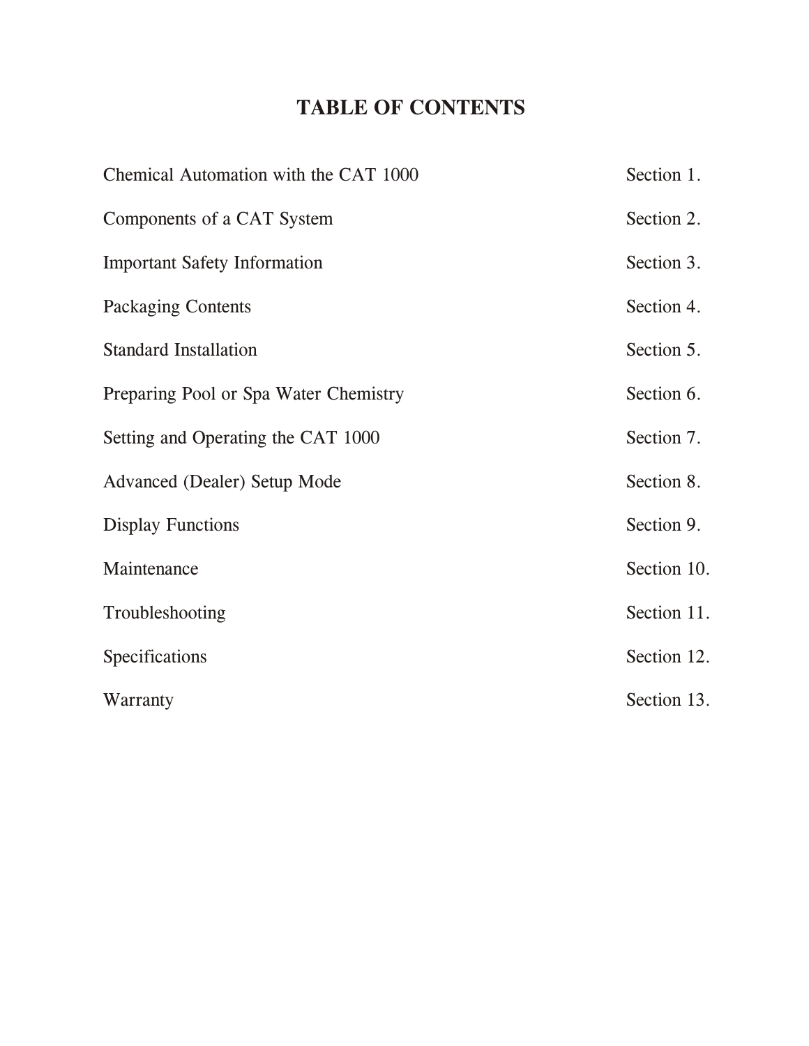# TABLE OF CONTENTS

| | |
|---|---|
| Chemical Automation with the CAT 1000 | Section 1. |
| Components of a CAT System | Section 2. |
| Important Safety Information | Section 3. |
| Packaging Contents | Section 4. |
| Standard Installation | Section 5. |
| Preparing Pool or Spa Water Chemistry | Section 6. |
| Setting and Operating the CAT 1000 | Section 7. |
| Advanced (Dealer) Setup Mode | Section 8. |
| Display Functions | Section 9. |
| Maintenance | Section 10. |
| Troubleshooting | Section 11. |
| Specifications | Section 12. |
| Warranty | Section 13. |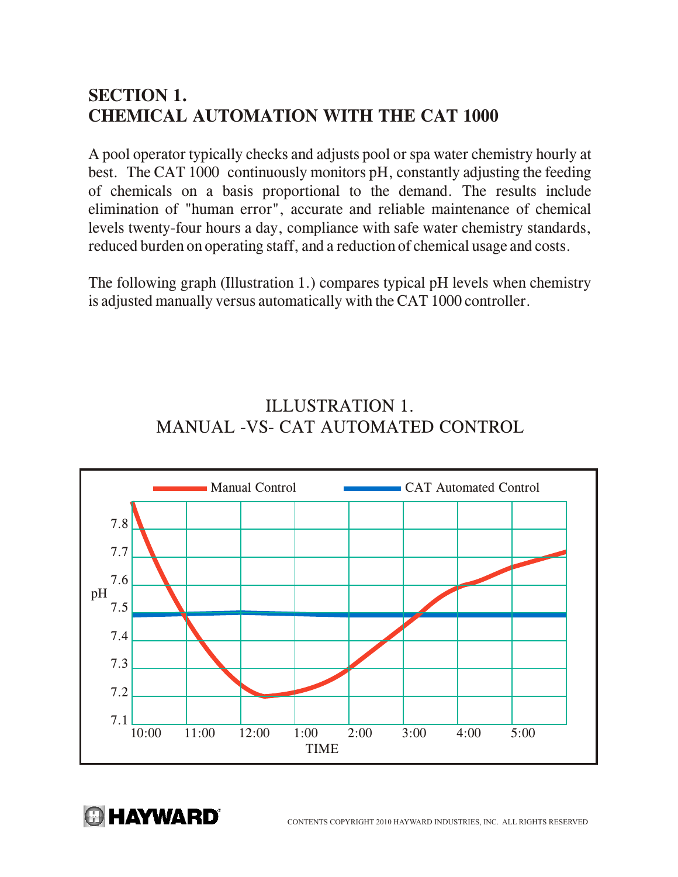# SECTION 1.
# CHEMICAL AUTOMATION WITH THE CAT 1000

A pool operator typically checks and adjusts pool or spa water chemistry hourly at best. The CAT 1000 continuously monitors pH, constantly adjusting the feeding of chemicals on a basis proportional to the demand. The results include elimination of "human error", accurate and reliable maintenance of chemical levels twenty-four hours a day, compliance with safe water chemistry standards, reduced burden on operating staff, and a reduction of chemical usage and costs.

The following graph (Illustration 1.) compares typical pH levels when chemistry is adjusted manually versus automatically with the CAT 1000 controller.

ILLUSTRATION 1.
MANUAL -VS- CAT AUTOMATED CONTROL

Manual Control — CAT Automated Control

pH: 7.1, 7.2, 7.3, 7.4, 7.5, 7.6, 7.7, 7.8

TIME: 10:00, 11:00, 12:00, 1:00, 2:00, 3:00, 4:00, 5:00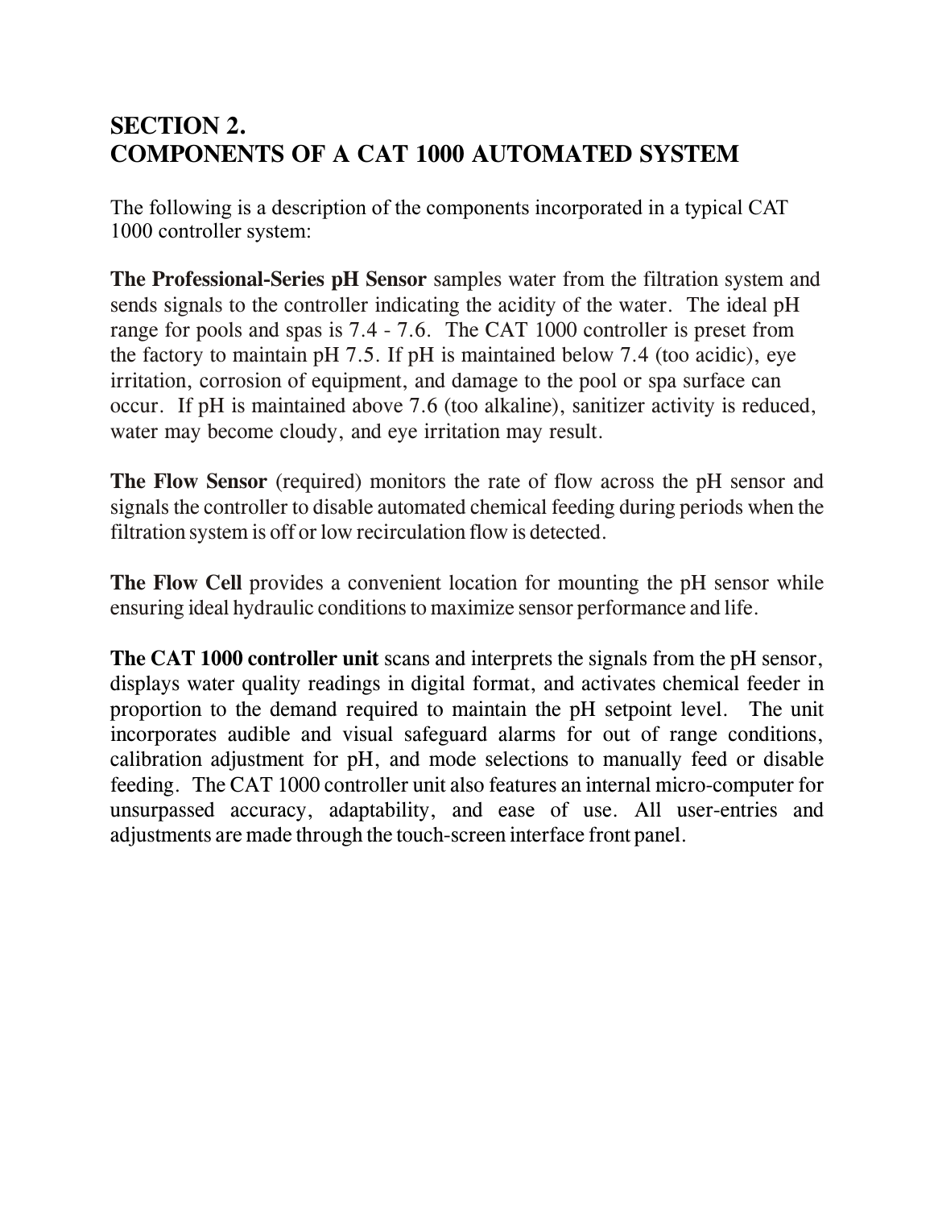# SECTION 2.
# COMPONENTS OF A CAT 1000 AUTOMATED SYSTEM

The following is a description of the components incorporated in a typical CAT 1000 controller system:

**The Professional-Series pH Sensor** samples water from the filtration system and sends signals to the controller indicating the acidity of the water. The ideal pH range for pools and spas is 7.4 - 7.6. The CAT 1000 controller is preset from the factory to maintain pH 7.5. If pH is maintained below 7.4 (too acidic), eye irritation, corrosion of equipment, and damage to the pool or spa surface can occur. If pH is maintained above 7.6 (too alkaline), sanitizer activity is reduced, water may become cloudy, and eye irritation may result.

**The Flow Sensor** (required) monitors the rate of flow across the pH sensor and signals the controller to disable automated chemical feeding during periods when the filtration system is off or low recirculation flow is detected.

**The Flow Cell** provides a convenient location for mounting the pH sensor while ensuring ideal hydraulic conditions to maximize sensor performance and life.

**The CAT 1000 controller unit** scans and interprets the signals from the pH sensor, displays water quality readings in digital format, and activates chemical feeder in proportion to the demand required to maintain the pH setpoint level. The unit incorporates audible and visual safeguard alarms for out of range conditions, calibration adjustment for pH, and mode selections to manually feed or disable feeding. The CAT 1000 controller unit also features an internal micro-computer for unsurpassed accuracy, adaptability, and ease of use. All user-entries and adjustments are made through the touch-screen interface front panel.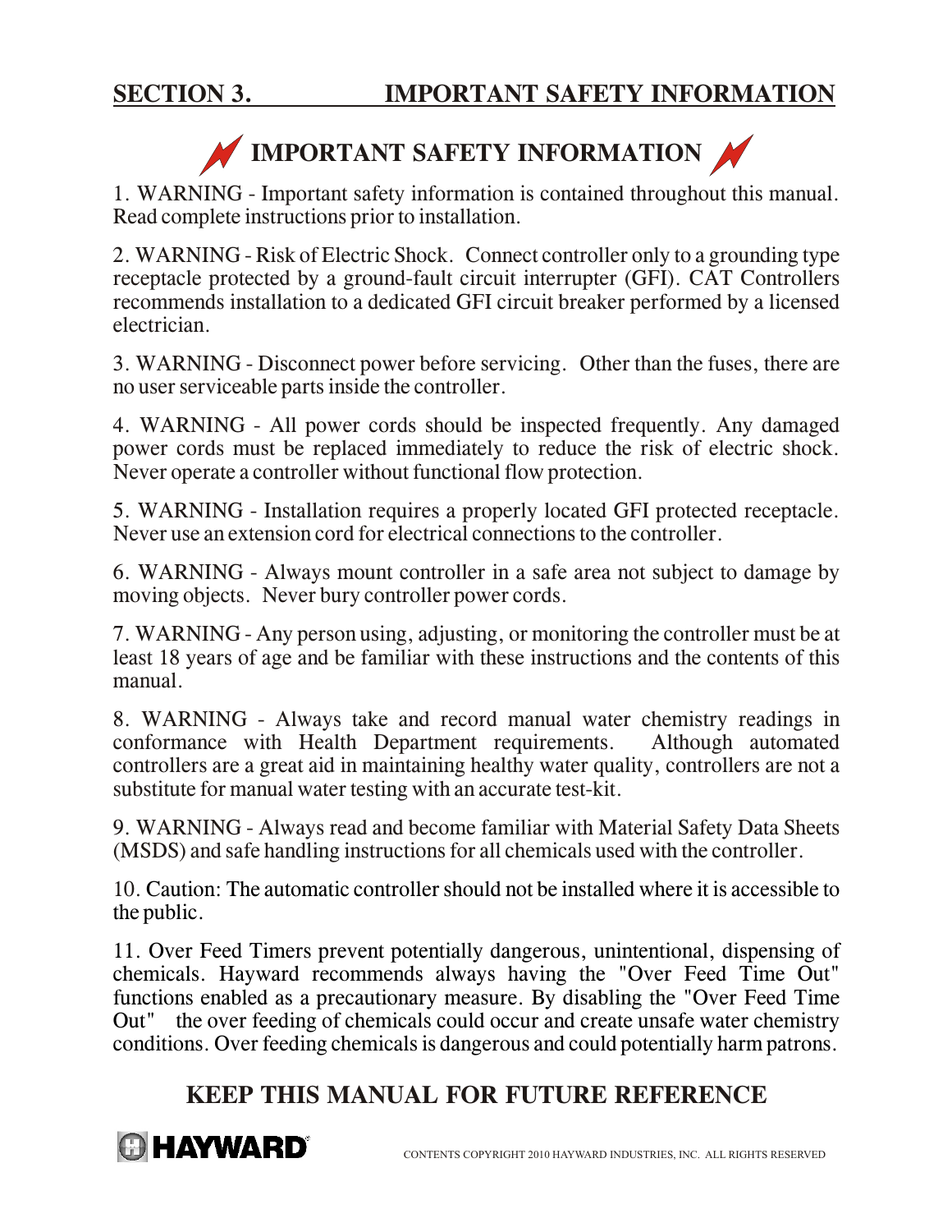# SECTION 3. IMPORTANT SAFETY INFORMATION

## IMPORTANT SAFETY INFORMATION

1. WARNING - Important safety information is contained throughout this manual. Read complete instructions prior to installation.

2. WARNING - Risk of Electric Shock. Connect controller only to a grounding type receptacle protected by a ground-fault circuit interrupter (GFI). CAT Controllers recommends installation to a dedicated GFI circuit breaker performed by a licensed electrician.

3. WARNING - Disconnect power before servicing. Other than the fuses, there are no user serviceable parts inside the controller.

4. WARNING - All power cords should be inspected frequently. Any damaged power cords must be replaced immediately to reduce the risk of electric shock. Never operate a controller without functional flow protection.

5. WARNING - Installation requires a properly located GFI protected receptacle. Never use an extension cord for electrical connections to the controller.

6. WARNING - Always mount controller in a safe area not subject to damage by moving objects. Never bury controller power cords.

7. WARNING - Any person using, adjusting, or monitoring the controller must be at least 18 years of age and be familiar with these instructions and the contents of this manual.

8. WARNING - Always take and record manual water chemistry readings in conformance with Health Department requirements. Although automated controllers are a great aid in maintaining healthy water quality, controllers are not a substitute for manual water testing with an accurate test-kit.

9. WARNING - Always read and become familiar with Material Safety Data Sheets (MSDS) and safe handling instructions for all chemicals used with the controller.

10. Caution: The automatic controller should not be installed where it is accessible to the public.

11. Over Feed Timers prevent potentially dangerous, unintentional, dispensing of chemicals. Hayward recommends always having the "Over Feed Time Out" functions enabled as a precautionary measure. By disabling the "Over Feed Time Out" the over feeding of chemicals could occur and create unsafe water chemistry conditions. Over feeding chemicals is dangerous and could potentially harm patrons.

## KEEP THIS MANUAL FOR FUTURE REFERENCE

HAYWARD

CONTENTS COPYRIGHT 2010 HAYWARD INDUSTRIES, INC. ALL RIGHTS RESERVED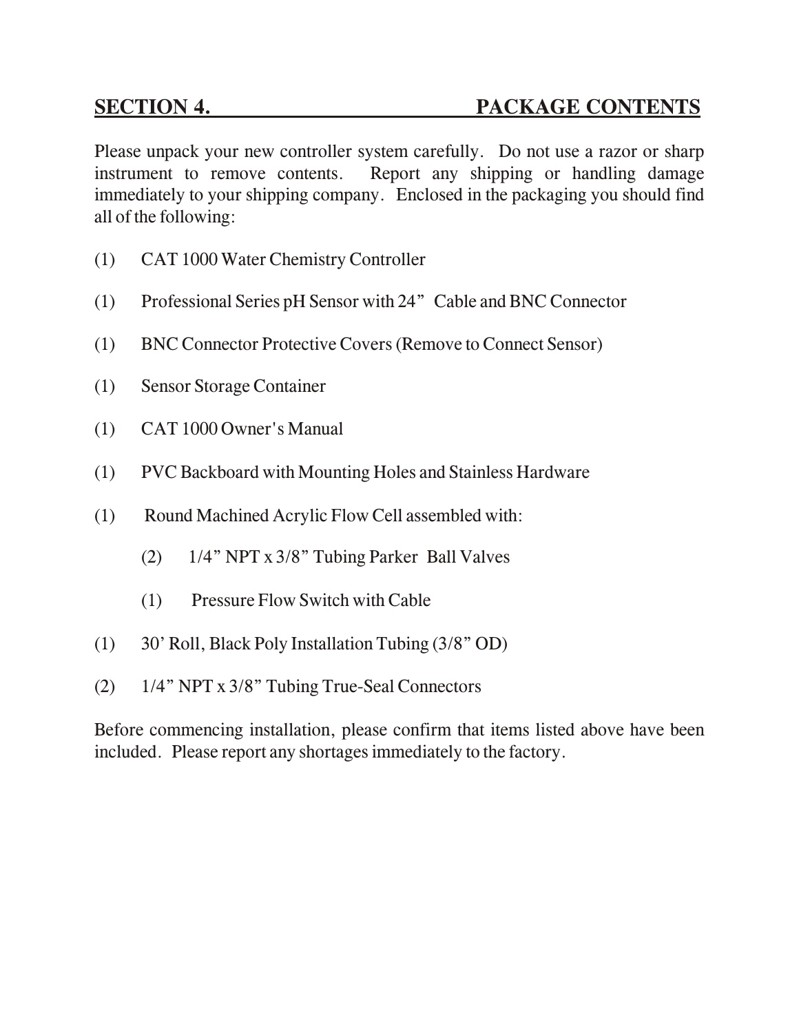## SECTION 4. PACKAGE CONTENTS

Please unpack your new controller system carefully. Do not use a razor or sharp instrument to remove contents. Report any shipping or handling damage immediately to your shipping company. Enclosed in the packaging you should find all of the following:

(1) CAT 1000 Water Chemistry Controller

(1) Professional Series pH Sensor with 24” Cable and BNC Connector

(1) BNC Connector Protective Covers (Remove to Connect Sensor)

(1) Sensor Storage Container

(1) CAT 1000 Owner's Manual

(1) PVC Backboard with Mounting Holes and Stainless Hardware

(1) Round Machined Acrylic Flow Cell assembled with:

- (2) 1/4” NPT x 3/8” Tubing Parker Ball Valves
- (1) Pressure Flow Switch with Cable

(1) 30’ Roll, Black Poly Installation Tubing (3/8” OD)

(2) 1/4” NPT x 3/8” Tubing True-Seal Connectors

Before commencing installation, please confirm that items listed above have been included. Please report any shortages immediately to the factory.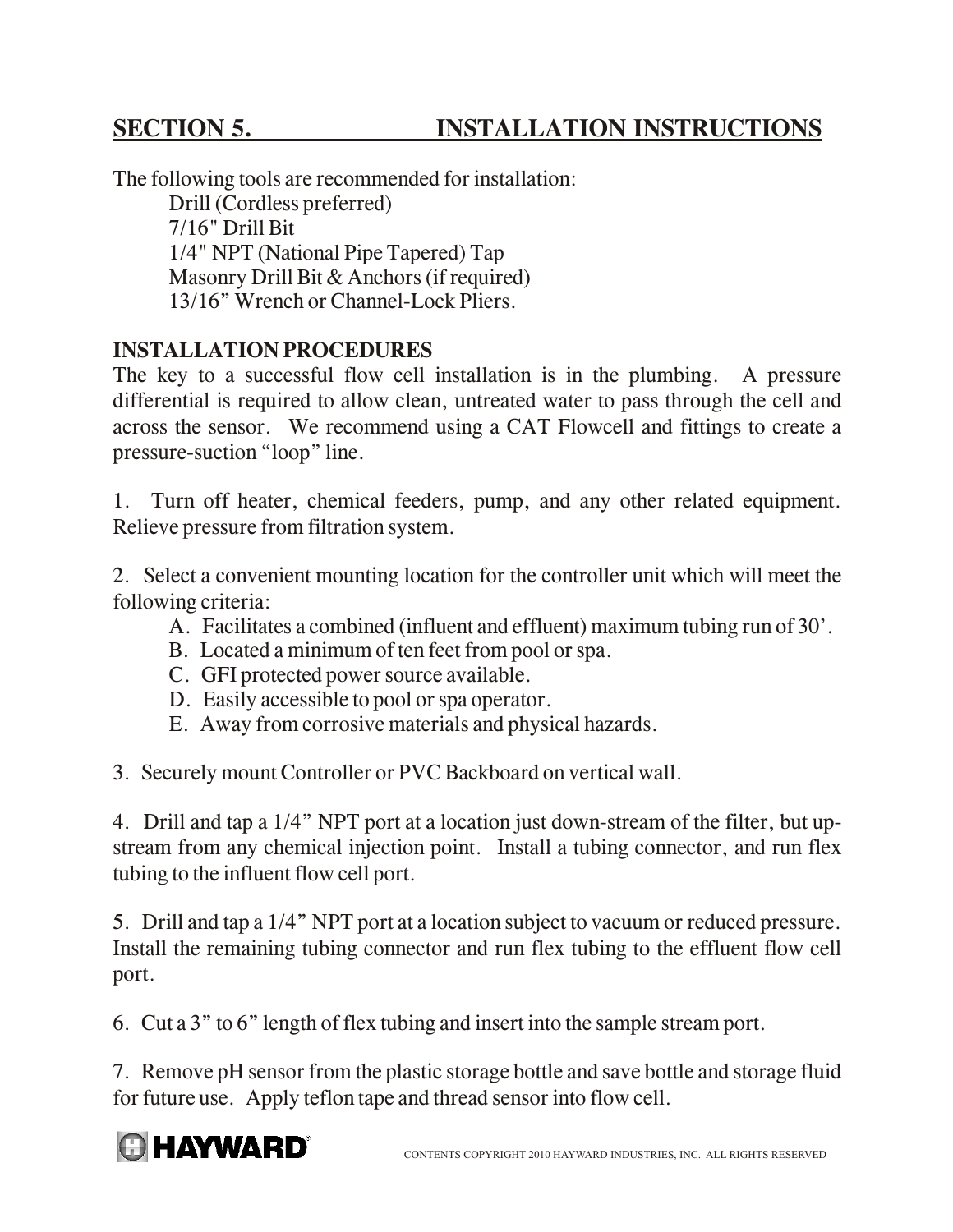## SECTION 5. INSTALLATION INSTRUCTIONS

The following tools are recommended for installation:

- Drill (Cordless preferred)
- 7/16" Drill Bit
- 1/4" NPT (National Pipe Tapered) Tap
- Masonry Drill Bit & Anchors (if required)
- 13/16" Wrench or Channel-Lock Pliers.

### INSTALLATION PROCEDURES

The key to a successful flow cell installation is in the plumbing. A pressure differential is required to allow clean, untreated water to pass through the cell and across the sensor. We recommend using a CAT Flowcell and fittings to create a pressure-suction "loop" line.

1. Turn off heater, chemical feeders, pump, and any other related equipment. Relieve pressure from filtration system.

2. Select a convenient mounting location for the controller unit which will meet the following criteria:
   - A. Facilitates a combined (influent and effluent) maximum tubing run of 30'.
   - B. Located a minimum of ten feet from pool or spa.
   - C. GFI protected power source available.
   - D. Easily accessible to pool or spa operator.
   - E. Away from corrosive materials and physical hazards.

3. Securely mount Controller or PVC Backboard on vertical wall.

4. Drill and tap a 1/4" NPT port at a location just down-stream of the filter, but up-stream from any chemical injection point. Install a tubing connector, and run flex tubing to the influent flow cell port.

5. Drill and tap a 1/4" NPT port at a location subject to vacuum or reduced pressure. Install the remaining tubing connector and run flex tubing to the effluent flow cell port.

6. Cut a 3" to 6" length of flex tubing and insert into the sample stream port.

7. Remove pH sensor from the plastic storage bottle and save bottle and storage fluid for future use. Apply teflon tape and thread sensor into flow cell.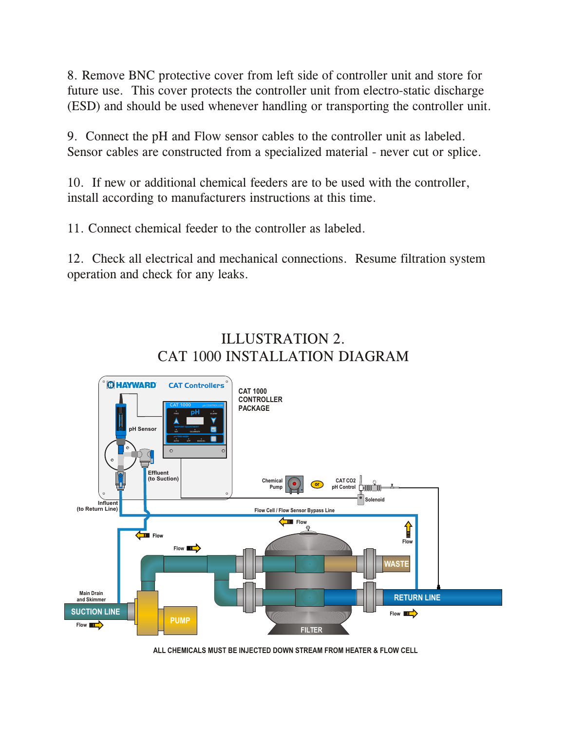8. Remove BNC protective cover from left side of controller unit and store for future use. This cover protects the controller unit from electro-static discharge (ESD) and should be used whenever handling or transporting the controller unit.

9. Connect the pH and Flow sensor cables to the controller unit as labeled. Sensor cables are constructed from a specialized material - never cut or splice.

10. If new or additional chemical feeders are to be used with the controller, install according to manufacturers instructions at this time.

11. Connect chemical feeder to the controller as labeled.

12. Check all electrical and mechanical connections. Resume filtration system operation and check for any leaks.

## ILLUSTRATION 2.
## CAT 1000 INSTALLATION DIAGRAM

ALL CHEMICALS MUST BE INJECTED DOWN STREAM FROM HEATER & FLOW CELL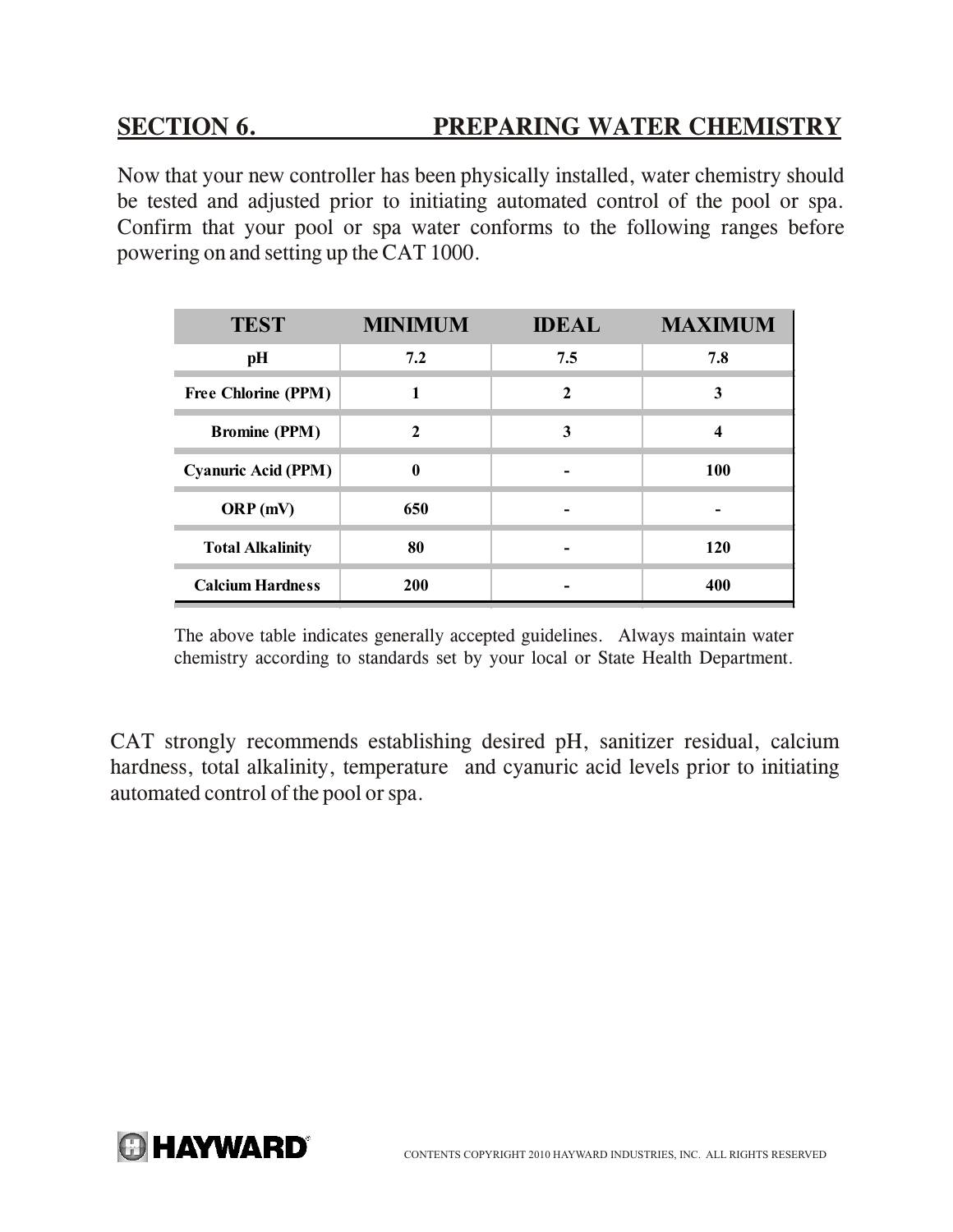## SECTION 6. PREPARING WATER CHEMISTRY

Now that your new controller has been physically installed, water chemistry should be tested and adjusted prior to initiating automated control of the pool or spa. Confirm that your pool or spa water conforms to the following ranges before powering on and setting up the CAT 1000.

| TEST | MINIMUM | IDEAL | MAXIMUM |
|---|---|---|---|
| pH | 7.2 | 7.5 | 7.8 |
| Free Chlorine (PPM) | 1 | 2 | 3 |
| Bromine (PPM) | 2 | 3 | 4 |
| Cyanuric Acid (PPM) | 0 | - | 100 |
| ORP (mV) | 650 | - | - |
| Total Alkalinity | 80 | - | 120 |
| Calcium Hardness | 200 | - | 400 |

The above table indicates generally accepted guidelines. Always maintain water chemistry according to standards set by your local or State Health Department.

CAT strongly recommends establishing desired pH, sanitizer residual, calcium hardness, total alkalinity, temperature and cyanuric acid levels prior to initiating automated control of the pool or spa.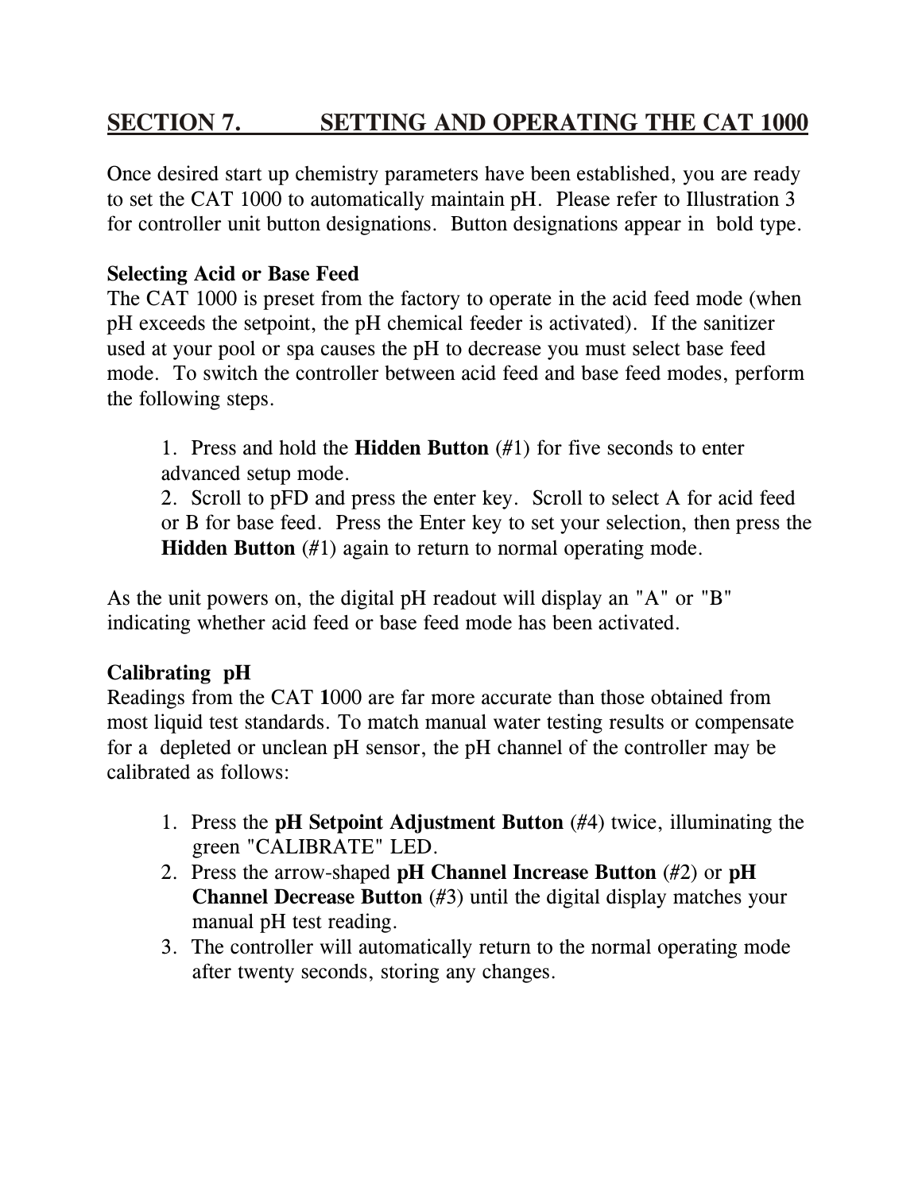## SECTION 7. SETTING AND OPERATING THE CAT 1000

Once desired start up chemistry parameters have been established, you are ready to set the CAT 1000 to automatically maintain pH. Please refer to Illustration 3 for controller unit button designations. Button designations appear in bold type.

**Selecting Acid or Base Feed**

The CAT 1000 is preset from the factory to operate in the acid feed mode (when pH exceeds the setpoint, the pH chemical feeder is activated). If the sanitizer used at your pool or spa causes the pH to decrease you must select base feed mode. To switch the controller between acid feed and base feed modes, perform the following steps.

1. Press and hold the **Hidden Button** (#1) for five seconds to enter advanced setup mode.
2. Scroll to pFD and press the enter key. Scroll to select A for acid feed or B for base feed. Press the Enter key to set your selection, then press the **Hidden Button** (#1) again to return to normal operating mode.

As the unit powers on, the digital pH readout will display an "A" or "B" indicating whether acid feed or base feed mode has been activated.

**Calibrating pH**

Readings from the CAT 1000 are far more accurate than those obtained from most liquid test standards. To match manual water testing results or compensate for a depleted or unclean pH sensor, the pH channel of the controller may be calibrated as follows:

1. Press the **pH Setpoint Adjustment Button** (#4) twice, illuminating the green "CALIBRATE" LED.
2. Press the arrow-shaped **pH Channel Increase Button** (#2) or **pH Channel Decrease Button** (#3) until the digital display matches your manual pH test reading.
3. The controller will automatically return to the normal operating mode after twenty seconds, storing any changes.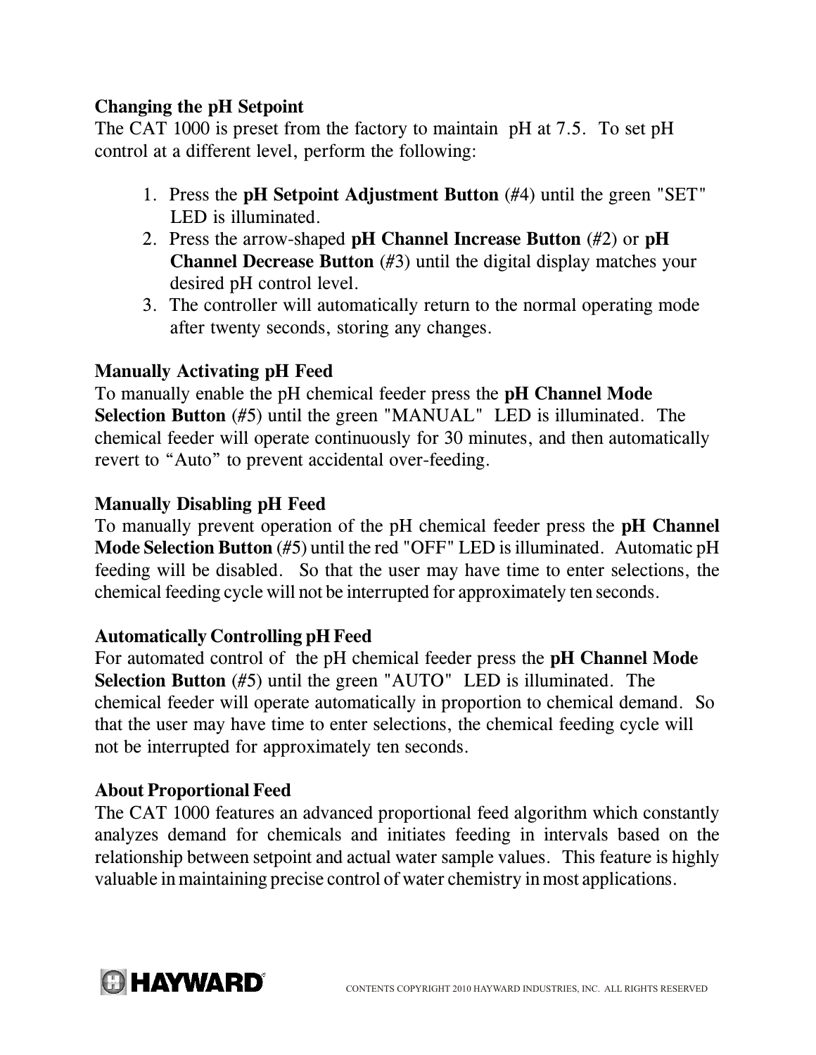**Changing the pH Setpoint**

The CAT 1000 is preset from the factory to maintain pH at 7.5. To set pH control at a different level, perform the following:

1. Press the **pH Setpoint Adjustment Button** (#4) until the green "SET" LED is illuminated.
2. Press the arrow-shaped **pH Channel Increase Button** (#2) or **pH Channel Decrease Button** (#3) until the digital display matches your desired pH control level.
3. The controller will automatically return to the normal operating mode after twenty seconds, storing any changes.

**Manually Activating pH Feed**

To manually enable the pH chemical feeder press the **pH Channel Mode Selection Button** (#5) until the green "MANUAL" LED is illuminated. The chemical feeder will operate continuously for 30 minutes, and then automatically revert to "Auto" to prevent accidental over-feeding.

**Manually Disabling pH Feed**

To manually prevent operation of the pH chemical feeder press the **pH Channel Mode Selection Button** (#5) until the red "OFF" LED is illuminated. Automatic pH feeding will be disabled. So that the user may have time to enter selections, the chemical feeding cycle will not be interrupted for approximately ten seconds.

**Automatically Controlling pH Feed**

For automated control of the pH chemical feeder press the **pH Channel Mode Selection Button** (#5) until the green "AUTO" LED is illuminated. The chemical feeder will operate automatically in proportion to chemical demand. So that the user may have time to enter selections, the chemical feeding cycle will not be interrupted for approximately ten seconds.

**About Proportional Feed**

The CAT 1000 features an advanced proportional feed algorithm which constantly analyzes demand for chemicals and initiates feeding in intervals based on the relationship between setpoint and actual water sample values. This feature is highly valuable in maintaining precise control of water chemistry in most applications.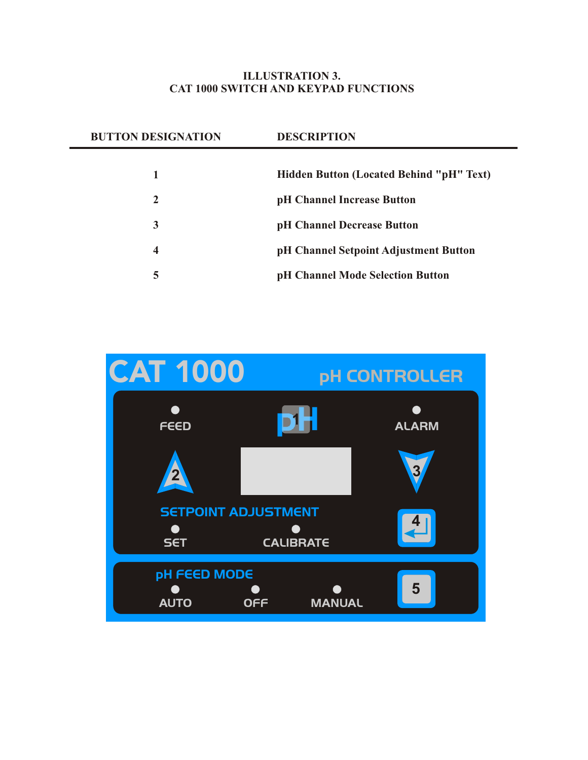# ILLUSTRATION 3.
# CAT 1000 SWITCH AND KEYPAD FUNCTIONS

| BUTTON DESIGNATION | DESCRIPTION |
|---|---|
| 1 | Hidden Button (Located Behind "pH" Text) |
| 2 | pH Channel Increase Button |
| 3 | pH Channel Decrease Button |
| 4 | pH Channel Setpoint Adjustment Button |
| 5 | pH Channel Mode Selection Button |

CAT 1000 pH CONTROLLER

FEED

pH

ALARM

SETPOINT ADJUSTMENT

SET

CALIBRATE

pH FEED MODE

AUTO

OFF

MANUAL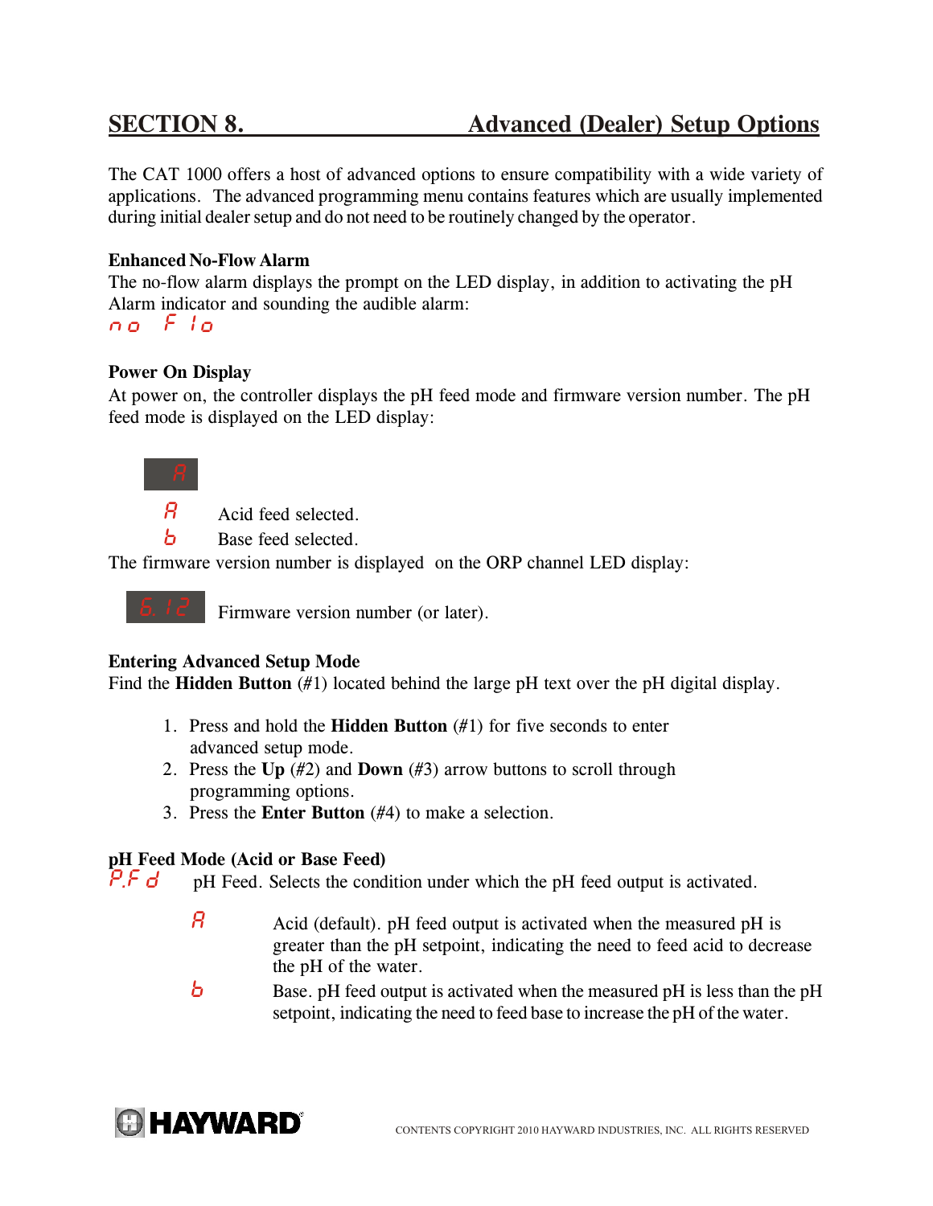# SECTION 8. Advanced (Dealer) Setup Options

The CAT 1000 offers a host of advanced options to ensure compatibility with a wide variety of applications. The advanced programming menu contains features which are usually implemented during initial dealer setup and do not need to be routinely changed by the operator.

**Enhanced No-Flow Alarm**

The no-flow alarm displays the prompt on the LED display, in addition to activating the pH Alarm indicator and sounding the audible alarm:

no Flo

**Power On Display**

At power on, the controller displays the pH feed mode and firmware version number. The pH feed mode is displayed on the LED display:

A

A Acid feed selected.

b Base feed selected.

The firmware version number is displayed on the ORP channel LED display:

6.12 Firmware version number (or later).

**Entering Advanced Setup Mode**

Find the **Hidden Button** (#1) located behind the large pH text over the pH digital display.

1. Press and hold the **Hidden Button** (#1) for five seconds to enter advanced setup mode.
2. Press the **Up** (#2) and **Down** (#3) arrow buttons to scroll through programming options.
3. Press the **Enter Button** (#4) to make a selection.

**pH Feed Mode (Acid or Base Feed)**

P.Fd pH Feed. Selects the condition under which the pH feed output is activated.

- A Acid (default). pH feed output is activated when the measured pH is greater than the pH setpoint, indicating the need to feed acid to decrease the pH of the water.
- b Base. pH feed output is activated when the measured pH is less than the pH setpoint, indicating the need to feed base to increase the pH of the water.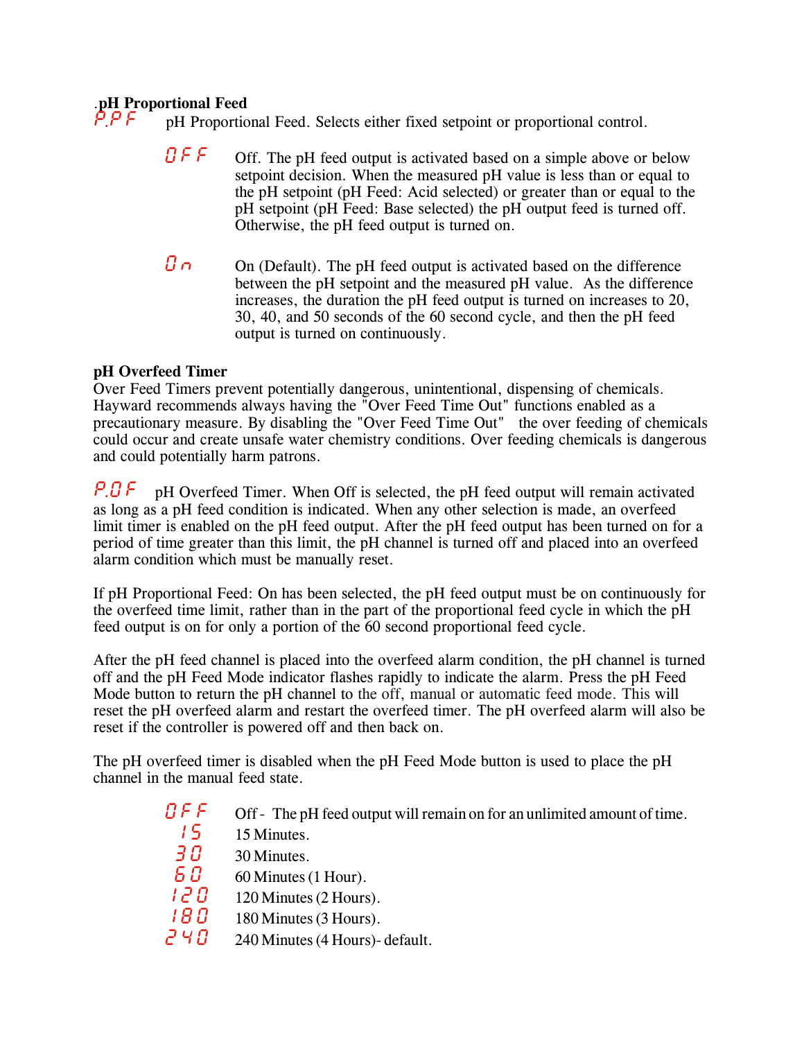### .pH Proportional Feed

**P.P F** pH Proportional Feed. Selects either fixed setpoint or proportional control.

- **O F F** Off. The pH feed output is activated based on a simple above or below setpoint decision. When the measured pH value is less than or equal to the pH setpoint (pH Feed: Acid selected) or greater than or equal to the pH setpoint (pH Feed: Base selected) the pH output feed is turned off. Otherwise, the pH feed output is turned on.

- **O n** On (Default). The pH feed output is activated based on the difference between the pH setpoint and the measured pH value. As the difference increases, the duration the pH feed output is turned on increases to 20, 30, 40, and 50 seconds of the 60 second cycle, and then the pH feed output is turned on continuously.

### pH Overfeed Timer

Over Feed Timers prevent potentially dangerous, unintentional, dispensing of chemicals. Hayward recommends always having the "Over Feed Time Out" functions enabled as a precautionary measure. By disabling the "Over Feed Time Out" the over feeding of chemicals could occur and create unsafe water chemistry conditions. Over feeding chemicals is dangerous and could potentially harm patrons.

**P.O F** pH Overfeed Timer. When Off is selected, the pH feed output will remain activated as long as a pH feed condition is indicated. When any other selection is made, an overfeed limit timer is enabled on the pH feed output. After the pH feed output has been turned on for a period of time greater than this limit, the pH channel is turned off and placed into an overfeed alarm condition which must be manually reset.

If pH Proportional Feed: On has been selected, the pH feed output must be on continuously for the overfeed time limit, rather than in the part of the proportional feed cycle in which the pH feed output is on for only a portion of the 60 second proportional feed cycle.

After the pH feed channel is placed into the overfeed alarm condition, the pH channel is turned off and the pH Feed Mode indicator flashes rapidly to indicate the alarm. Press the pH Feed Mode button to return the pH channel to the off, manual or automatic feed mode. This will reset the pH overfeed alarm and restart the overfeed timer. The pH overfeed alarm will also be reset if the controller is powered off and then back on.

The pH overfeed timer is disabled when the pH Feed Mode button is used to place the pH channel in the manual feed state.

- **O F F** Off - The pH feed output will remain on for an unlimited amount of time.
- **15** 15 Minutes.
- **30** 30 Minutes.
- **60** 60 Minutes (1 Hour).
- **120** 120 Minutes (2 Hours).
- **180** 180 Minutes (3 Hours).
- **240** 240 Minutes (4 Hours)- default.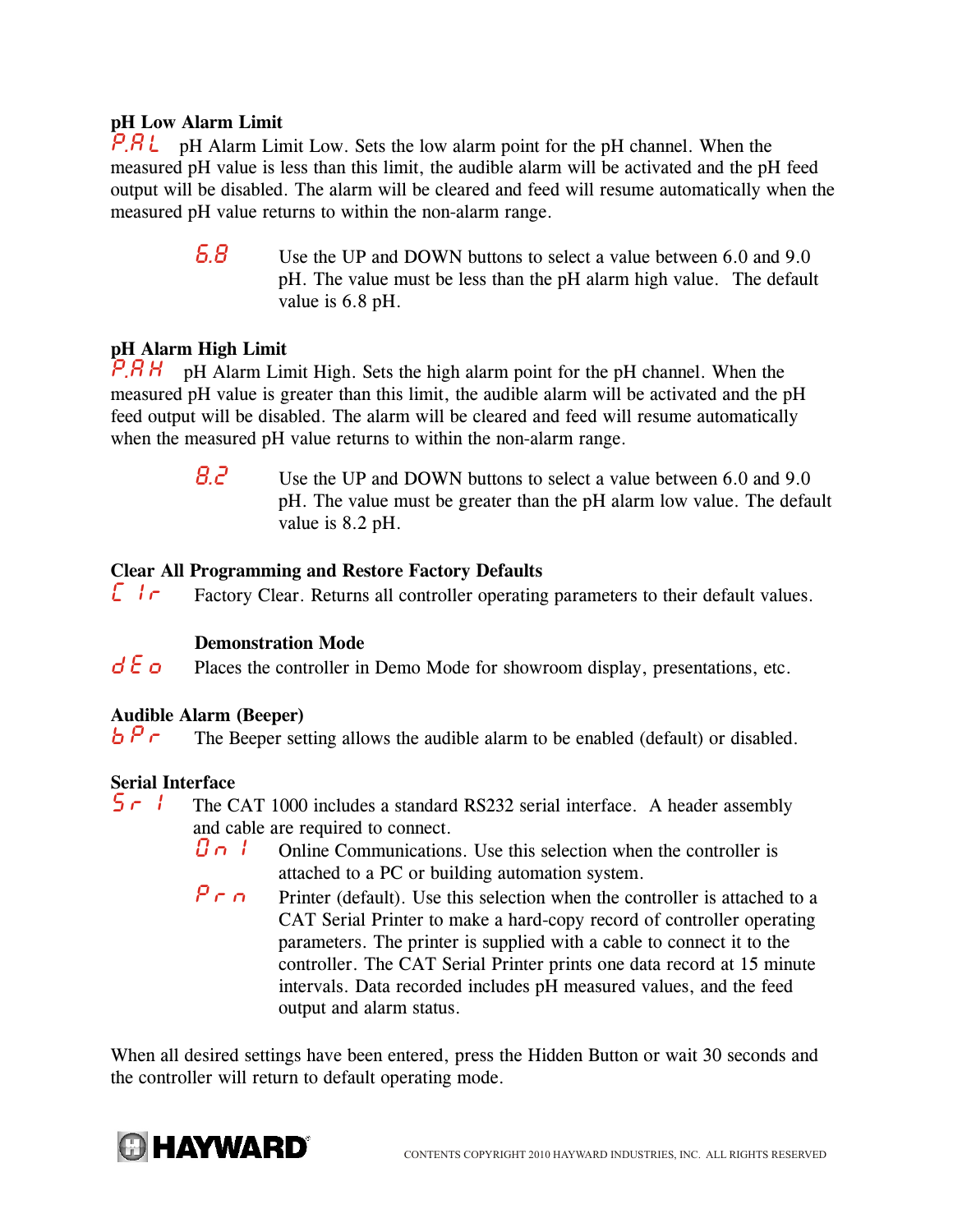**pH Low Alarm Limit**

P.A L pH Alarm Limit Low. Sets the low alarm point for the pH channel. When the measured pH value is less than this limit, the audible alarm will be activated and the pH feed output will be disabled. The alarm will be cleared and feed will resume automatically when the measured pH value returns to within the non-alarm range.

6.8 Use the UP and DOWN buttons to select a value between 6.0 and 9.0 pH. The value must be less than the pH alarm high value. The default value is 6.8 pH.

**pH Alarm High Limit**

P.A H pH Alarm Limit High. Sets the high alarm point for the pH channel. When the measured pH value is greater than this limit, the audible alarm will be activated and the pH feed output will be disabled. The alarm will be cleared and feed will resume automatically when the measured pH value returns to within the non-alarm range.

8.2 Use the UP and DOWN buttons to select a value between 6.0 and 9.0 pH. The value must be greater than the pH alarm low value. The default value is 8.2 pH.

**Clear All Programming and Restore Factory Defaults**

C l r Factory Clear. Returns all controller operating parameters to their default values.

**Demonstration Mode**

d E o Places the controller in Demo Mode for showroom display, presentations, etc.

**Audible Alarm (Beeper)**

b P r The Beeper setting allows the audible alarm to be enabled (default) or disabled.

**Serial Interface**

S r l The CAT 1000 includes a standard RS232 serial interface. A header assembly and cable are required to connect.

O n l Online Communications. Use this selection when the controller is attached to a PC or building automation system.

P r n Printer (default). Use this selection when the controller is attached to a CAT Serial Printer to make a hard-copy record of controller operating parameters. The printer is supplied with a cable to connect it to the controller. The CAT Serial Printer prints one data record at 15 minute intervals. Data recorded includes pH measured values, and the feed output and alarm status.

When all desired settings have been entered, press the Hidden Button or wait 30 seconds and the controller will return to default operating mode.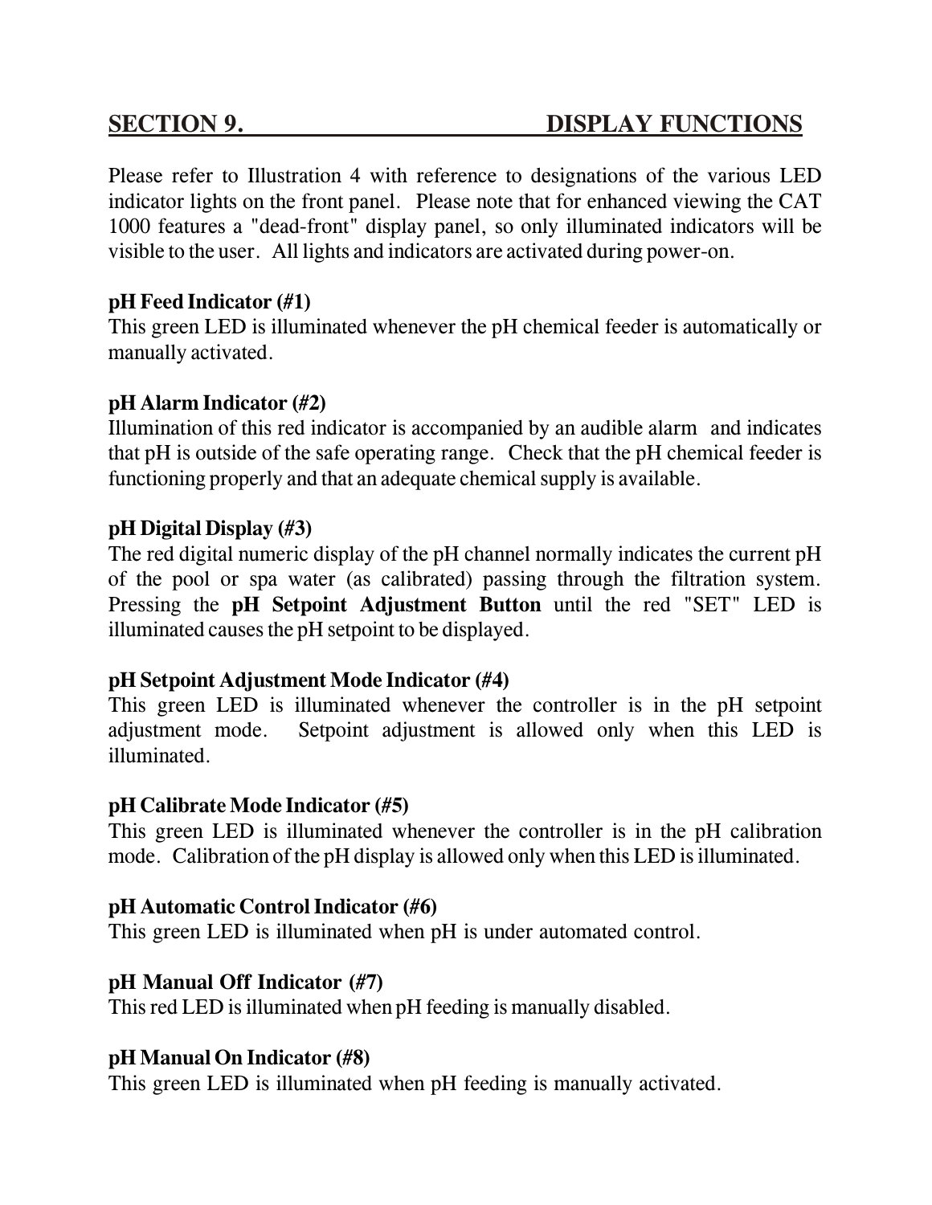## SECTION 9. DISPLAY FUNCTIONS

Please refer to Illustration 4 with reference to designations of the various LED indicator lights on the front panel. Please note that for enhanced viewing the CAT 1000 features a "dead-front" display panel, so only illuminated indicators will be visible to the user. All lights and indicators are activated during power-on.

**pH Feed Indicator (#1)**
This green LED is illuminated whenever the pH chemical feeder is automatically or manually activated.

**pH Alarm Indicator (#2)**
Illumination of this red indicator is accompanied by an audible alarm and indicates that pH is outside of the safe operating range. Check that the pH chemical feeder is functioning properly and that an adequate chemical supply is available.

**pH Digital Display (#3)**
The red digital numeric display of the pH channel normally indicates the current pH of the pool or spa water (as calibrated) passing through the filtration system. Pressing the **pH Setpoint Adjustment Button** until the red "SET" LED is illuminated causes the pH setpoint to be displayed.

**pH Setpoint Adjustment Mode Indicator (#4)**
This green LED is illuminated whenever the controller is in the pH setpoint adjustment mode. Setpoint adjustment is allowed only when this LED is illuminated.

**pH Calibrate Mode Indicator (#5)**
This green LED is illuminated whenever the controller is in the pH calibration mode. Calibration of the pH display is allowed only when this LED is illuminated.

**pH Automatic Control Indicator (#6)**
This green LED is illuminated when pH is under automated control.

**pH Manual Off Indicator (#7)**
This red LED is illuminated when pH feeding is manually disabled.

**pH Manual On Indicator (#8)**
This green LED is illuminated when pH feeding is manually activated.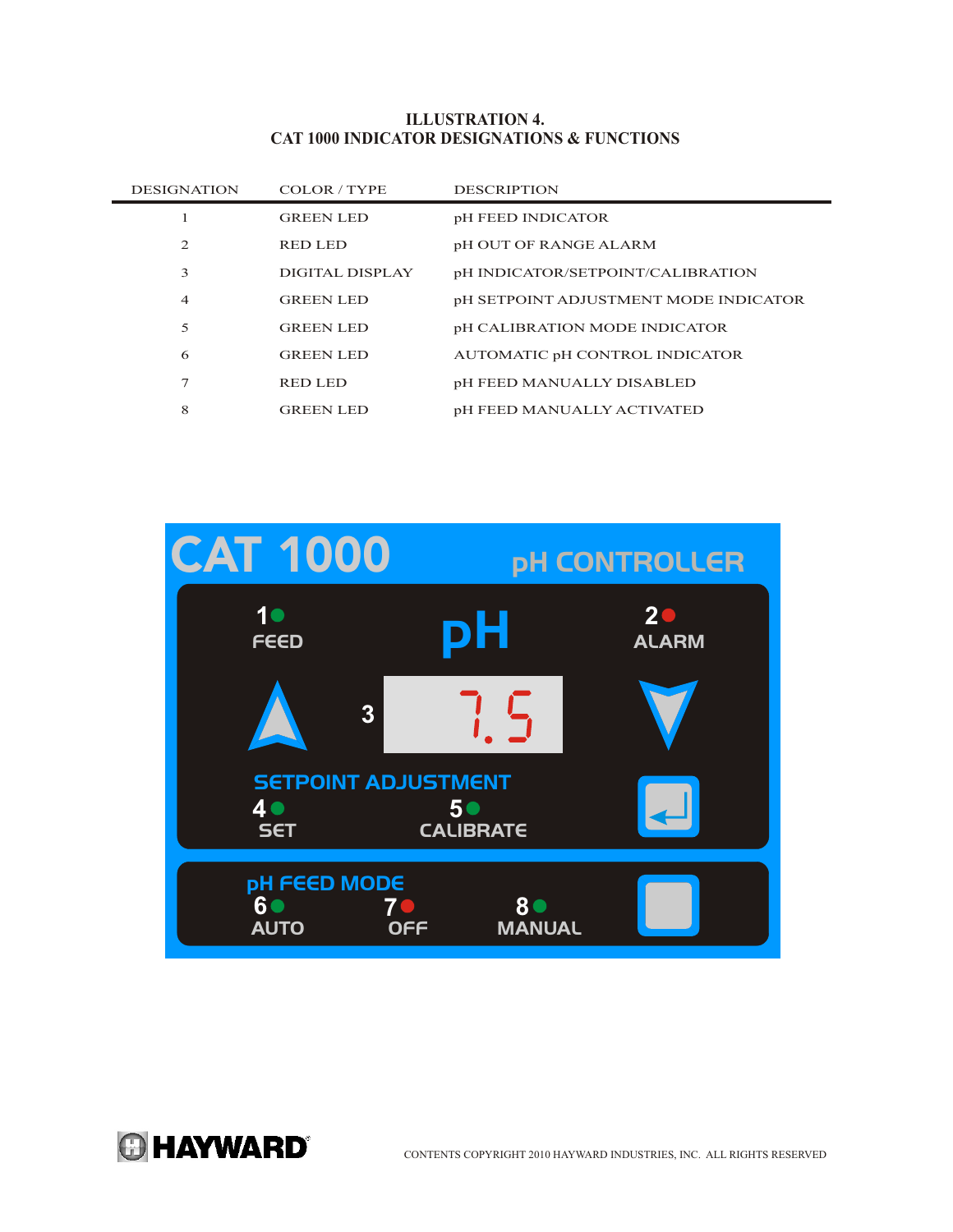## ILLUSTRATION 4.
## CAT 1000 INDICATOR DESIGNATIONS & FUNCTIONS

| DESIGNATION | COLOR / TYPE | DESCRIPTION |
|---|---|---|
| 1 | GREEN LED | pH FEED INDICATOR |
| 2 | RED LED | pH OUT OF RANGE ALARM |
| 3 | DIGITAL DISPLAY | pH INDICATOR/SETPOINT/CALIBRATION |
| 4 | GREEN LED | pH SETPOINT ADJUSTMENT MODE INDICATOR |
| 5 | GREEN LED | pH CALIBRATION MODE INDICATOR |
| 6 | GREEN LED | AUTOMATIC pH CONTROL INDICATOR |
| 7 | RED LED | pH FEED MANUALLY DISABLED |
| 8 | GREEN LED | pH FEED MANUALLY ACTIVATED |

CAT 1000 pH CONTROLLER

1 FEED

pH

2 ALARM

3 7.5

SETPOINT ADJUSTMENT

4 SET

5 CALIBRATE

pH FEED MODE

6 AUTO

7 OFF

8 MANUAL

HAYWARD

CONTENTS COPYRIGHT 2010 HAYWARD INDUSTRIES, INC. ALL RIGHTS RESERVED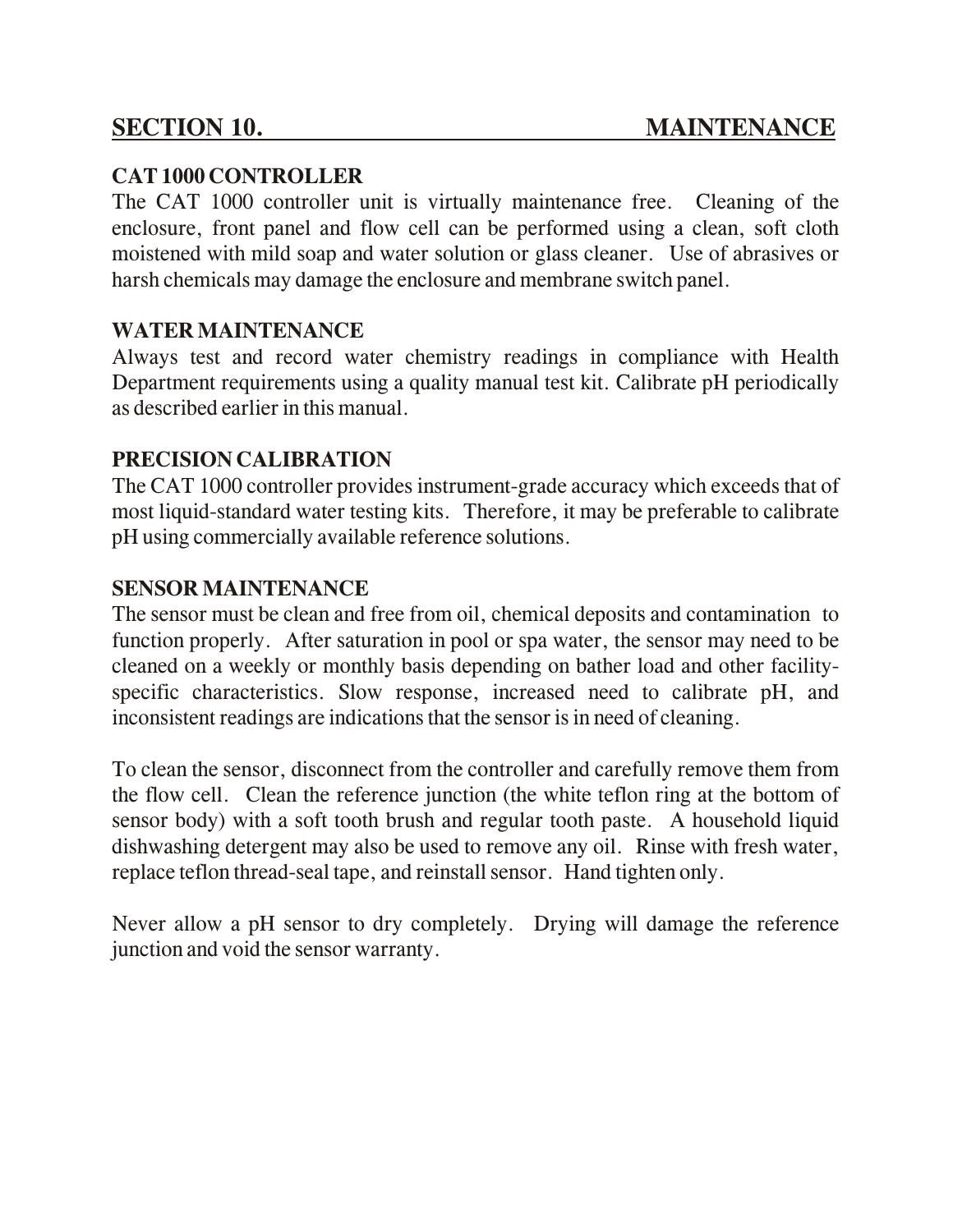## SECTION 10. MAINTENANCE

### CAT 1000 CONTROLLER

The CAT 1000 controller unit is virtually maintenance free. Cleaning of the enclosure, front panel and flow cell can be performed using a clean, soft cloth moistened with mild soap and water solution or glass cleaner. Use of abrasives or harsh chemicals may damage the enclosure and membrane switch panel.

### WATER MAINTENANCE

Always test and record water chemistry readings in compliance with Health Department requirements using a quality manual test kit. Calibrate pH periodically as described earlier in this manual.

### PRECISION CALIBRATION

The CAT 1000 controller provides instrument-grade accuracy which exceeds that of most liquid-standard water testing kits. Therefore, it may be preferable to calibrate pH using commercially available reference solutions.

### SENSOR MAINTENANCE

The sensor must be clean and free from oil, chemical deposits and contamination to function properly. After saturation in pool or spa water, the sensor may need to be cleaned on a weekly or monthly basis depending on bather load and other facility-specific characteristics. Slow response, increased need to calibrate pH, and inconsistent readings are indications that the sensor is in need of cleaning.

To clean the sensor, disconnect from the controller and carefully remove them from the flow cell. Clean the reference junction (the white teflon ring at the bottom of sensor body) with a soft tooth brush and regular tooth paste. A household liquid dishwashing detergent may also be used to remove any oil. Rinse with fresh water, replace teflon thread-seal tape, and reinstall sensor. Hand tighten only.

Never allow a pH sensor to dry completely. Drying will damage the reference junction and void the sensor warranty.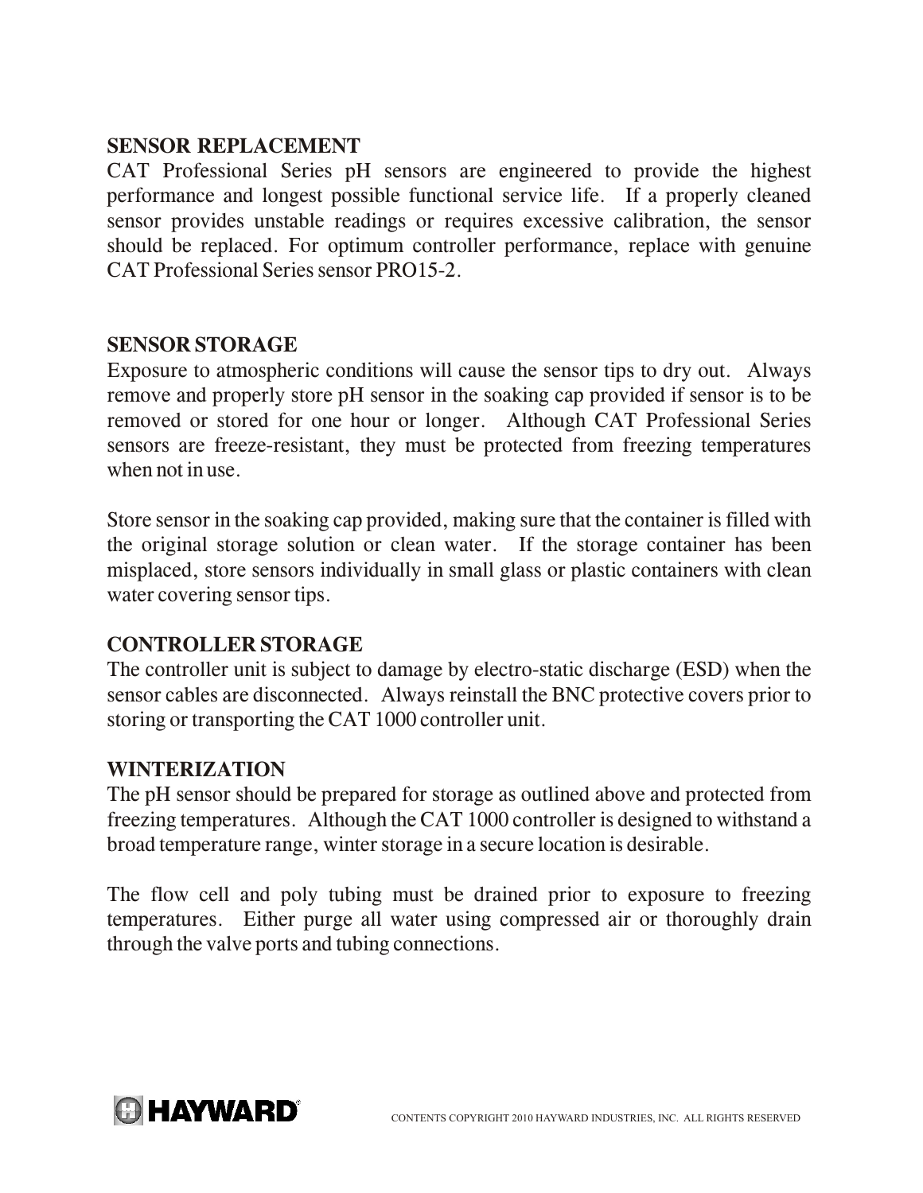## SENSOR REPLACEMENT

CAT Professional Series pH sensors are engineered to provide the highest performance and longest possible functional service life. If a properly cleaned sensor provides unstable readings or requires excessive calibration, the sensor should be replaced. For optimum controller performance, replace with genuine CAT Professional Series sensor PRO15-2.

## SENSOR STORAGE

Exposure to atmospheric conditions will cause the sensor tips to dry out. Always remove and properly store pH sensor in the soaking cap provided if sensor is to be removed or stored for one hour or longer. Although CAT Professional Series sensors are freeze-resistant, they must be protected from freezing temperatures when not in use.

Store sensor in the soaking cap provided, making sure that the container is filled with the original storage solution or clean water. If the storage container has been misplaced, store sensors individually in small glass or plastic containers with clean water covering sensor tips.

## CONTROLLER STORAGE

The controller unit is subject to damage by electro-static discharge (ESD) when the sensor cables are disconnected. Always reinstall the BNC protective covers prior to storing or transporting the CAT 1000 controller unit.

## WINTERIZATION

The pH sensor should be prepared for storage as outlined above and protected from freezing temperatures. Although the CAT 1000 controller is designed to withstand a broad temperature range, winter storage in a secure location is desirable.

The flow cell and poly tubing must be drained prior to exposure to freezing temperatures. Either purge all water using compressed air or thoroughly drain through the valve ports and tubing connections.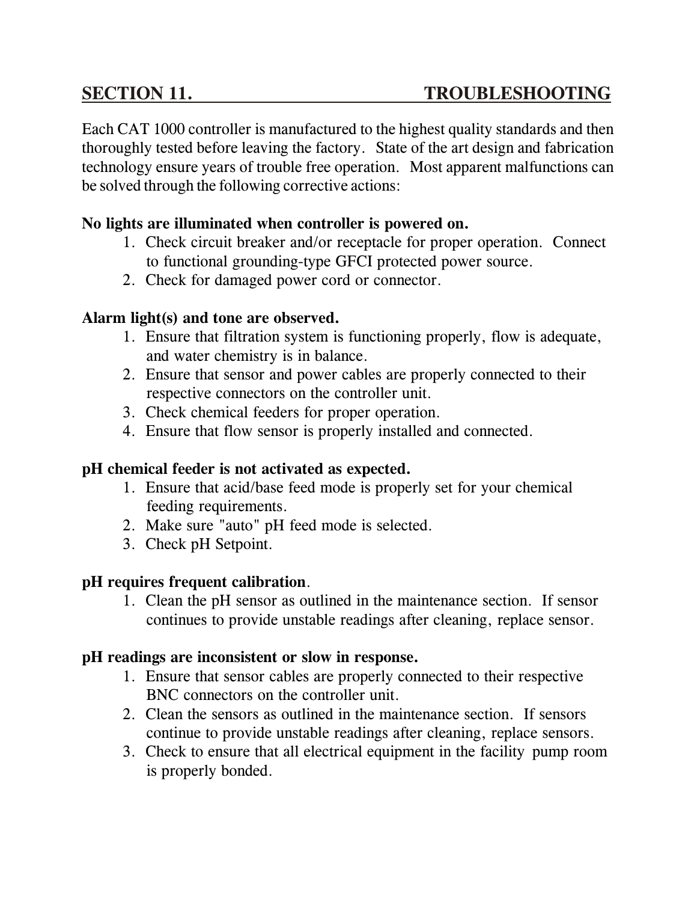## SECTION 11. TROUBLESHOOTING

Each CAT 1000 controller is manufactured to the highest quality standards and then thoroughly tested before leaving the factory. State of the art design and fabrication technology ensure years of trouble free operation. Most apparent malfunctions can be solved through the following corrective actions:

**No lights are illuminated when controller is powered on.**

1. Check circuit breaker and/or receptacle for proper operation. Connect to functional grounding-type GFCI protected power source.
2. Check for damaged power cord or connector.

**Alarm light(s) and tone are observed.**

1. Ensure that filtration system is functioning properly, flow is adequate, and water chemistry is in balance.
2. Ensure that sensor and power cables are properly connected to their respective connectors on the controller unit.
3. Check chemical feeders for proper operation.
4. Ensure that flow sensor is properly installed and connected.

**pH chemical feeder is not activated as expected.**

1. Ensure that acid/base feed mode is properly set for your chemical feeding requirements.
2. Make sure "auto" pH feed mode is selected.
3. Check pH Setpoint.

**pH requires frequent calibration**.

1. Clean the pH sensor as outlined in the maintenance section. If sensor continues to provide unstable readings after cleaning, replace sensor.

**pH readings are inconsistent or slow in response.**

1. Ensure that sensor cables are properly connected to their respective BNC connectors on the controller unit.
2. Clean the sensors as outlined in the maintenance section. If sensors continue to provide unstable readings after cleaning, replace sensors.
3. Check to ensure that all electrical equipment in the facility pump room is properly bonded.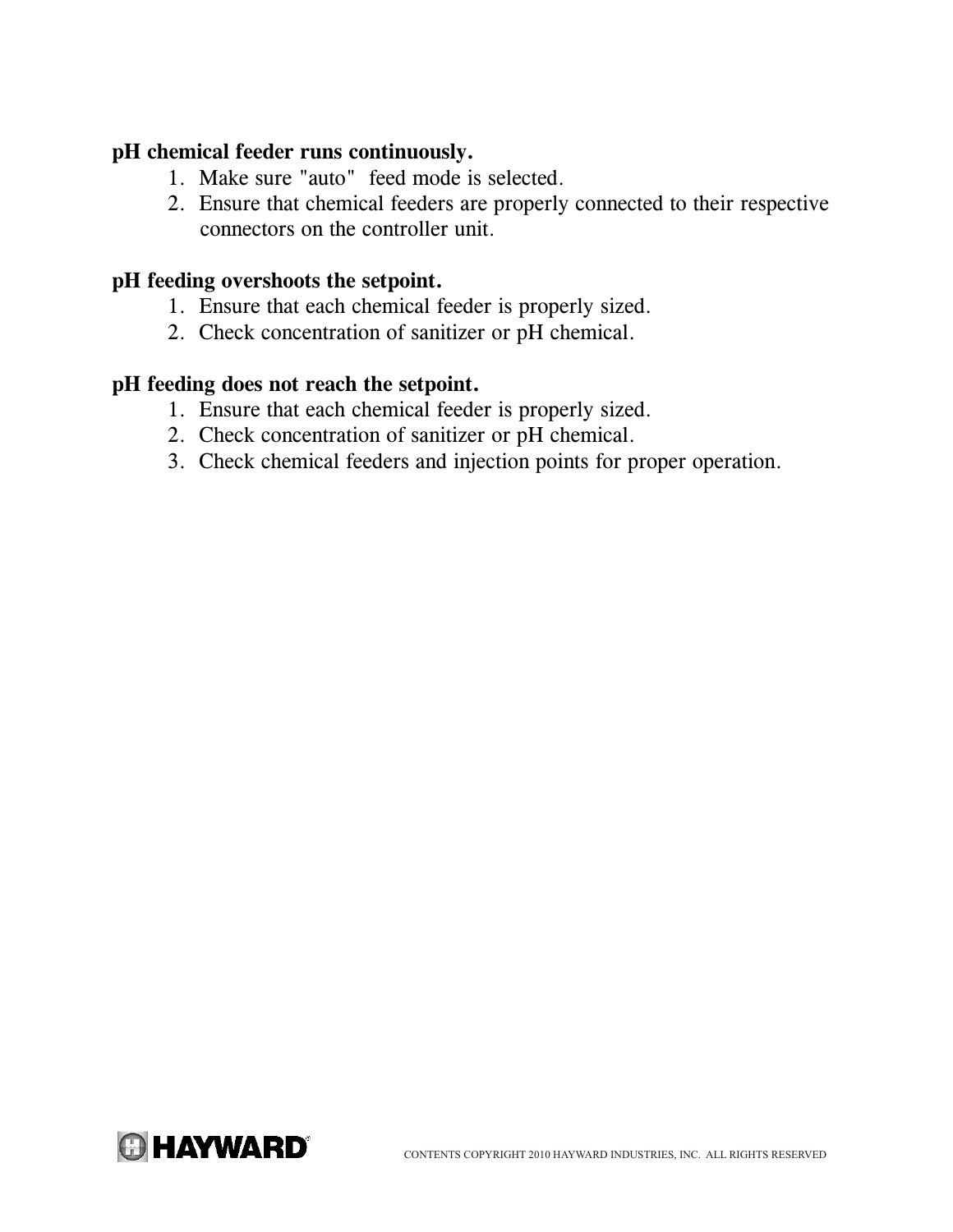**pH chemical feeder runs continuously.**

1. Make sure "auto" feed mode is selected.
2. Ensure that chemical feeders are properly connected to their respective connectors on the controller unit.

**pH feeding overshoots the setpoint.**

1. Ensure that each chemical feeder is properly sized.
2. Check concentration of sanitizer or pH chemical.

**pH feeding does not reach the setpoint.**

1. Ensure that each chemical feeder is properly sized.
2. Check concentration of sanitizer or pH chemical.
3. Check chemical feeders and injection points for proper operation.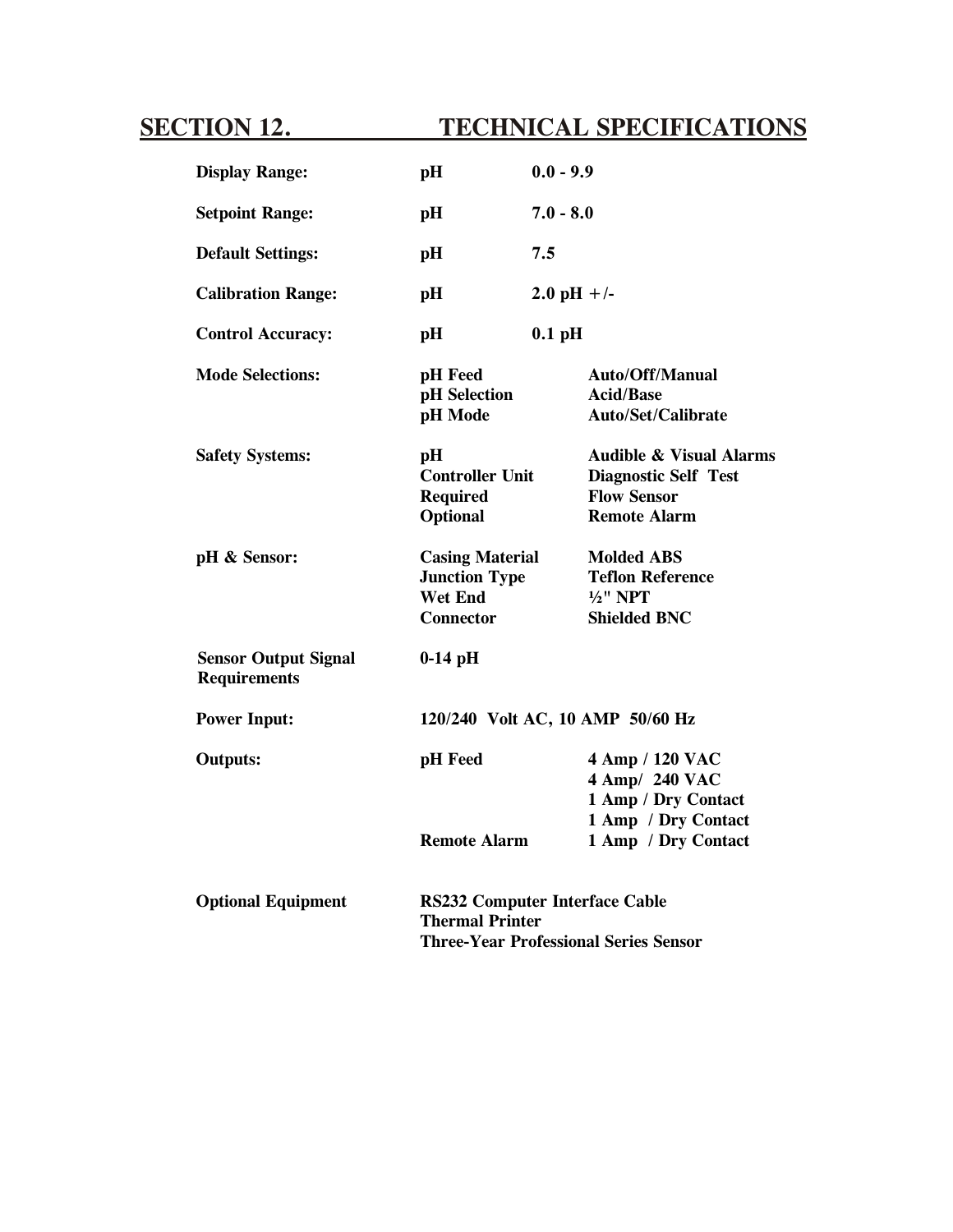## SECTION 12. TECHNICAL SPECIFICATIONS

| | | |
|---|---|---|
| **Display Range:** | **pH** | **0.0 - 9.9** |
| **Setpoint Range:** | **pH** | **7.0 - 8.0** |
| **Default Settings:** | **pH** | **7.5** |
| **Calibration Range:** | **pH** | **2.0 pH +/-** |
| **Control Accuracy:** | **pH** | **0.1 pH** |
| **Mode Selections:** | **pH Feed** | **Auto/Off/Manual** |
| | **pH Selection** | **Acid/Base** |
| | **pH Mode** | **Auto/Set/Calibrate** |
| **Safety Systems:** | **pH** | **Audible & Visual Alarms** |
| | **Controller Unit** | **Diagnostic Self Test** |
| | **Required** | **Flow Sensor** |
| | **Optional** | **Remote Alarm** |
| **pH & Sensor:** | **Casing Material** | **Molded ABS** |
| | **Junction Type** | **Teflon Reference** |
| | **Wet End** | **½" NPT** |
| | **Connector** | **Shielded BNC** |
| **Sensor Output Signal Requirements** | **0-14 pH** | |
| **Power Input:** | **120/240 Volt AC, 10 AMP 50/60 Hz** | |
| **Outputs:** | **pH Feed** | **4 Amp / 120 VAC** |
| | | **4 Amp/ 240 VAC** |
| | | **1 Amp / Dry Contact** |
| | | **1 Amp / Dry Contact** |
| | **Remote Alarm** | **1 Amp / Dry Contact** |
| **Optional Equipment** | **RS232 Computer Interface Cable** | |
| | **Thermal Printer** | |
| | **Three-Year Professional Series Sensor** | |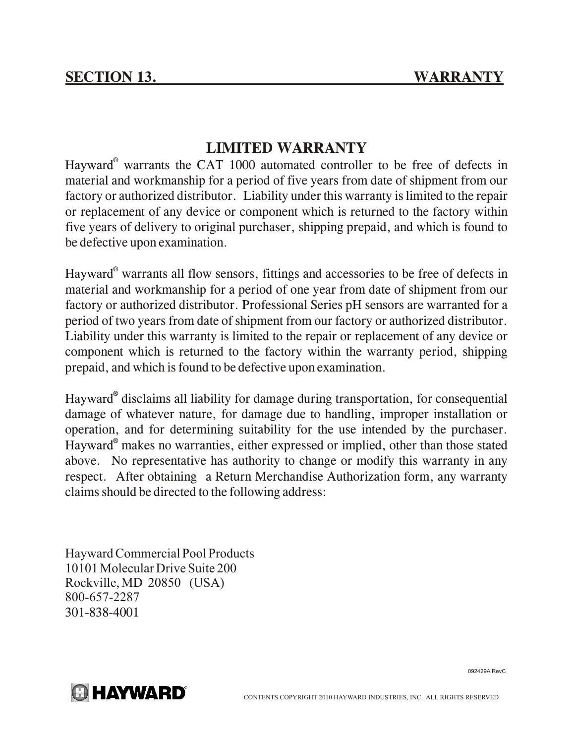## SECTION 13. WARRANTY

### LIMITED WARRANTY

Hayward® warrants the CAT 1000 automated controller to be free of defects in material and workmanship for a period of five years from date of shipment from our factory or authorized distributor. Liability under this warranty is limited to the repair or replacement of any device or component which is returned to the factory within five years of delivery to original purchaser, shipping prepaid, and which is found to be defective upon examination.

Hayward® warrants all flow sensors, fittings and accessories to be free of defects in material and workmanship for a period of one year from date of shipment from our factory or authorized distributor. Professional Series pH sensors are warranted for a period of two years from date of shipment from our factory or authorized distributor. Liability under this warranty is limited to the repair or replacement of any device or component which is returned to the factory within the warranty period, shipping prepaid, and which is found to be defective upon examination.

Hayward® disclaims all liability for damage during transportation, for consequential damage of whatever nature, for damage due to handling, improper installation or operation, and for determining suitability for the use intended by the purchaser. Hayward® makes no warranties, either expressed or implied, other than those stated above. No representative has authority to change or modify this warranty in any respect. After obtaining a Return Merchandise Authorization form, any warranty claims should be directed to the following address:

Hayward Commercial Pool Products
10101 Molecular Drive Suite 200
Rockville, MD 20850 (USA)
800-657-2287
301-838-4001

092429A RevC

CONTENTS COPYRIGHT 2010 HAYWARD INDUSTRIES, INC. ALL RIGHTS RESERVED